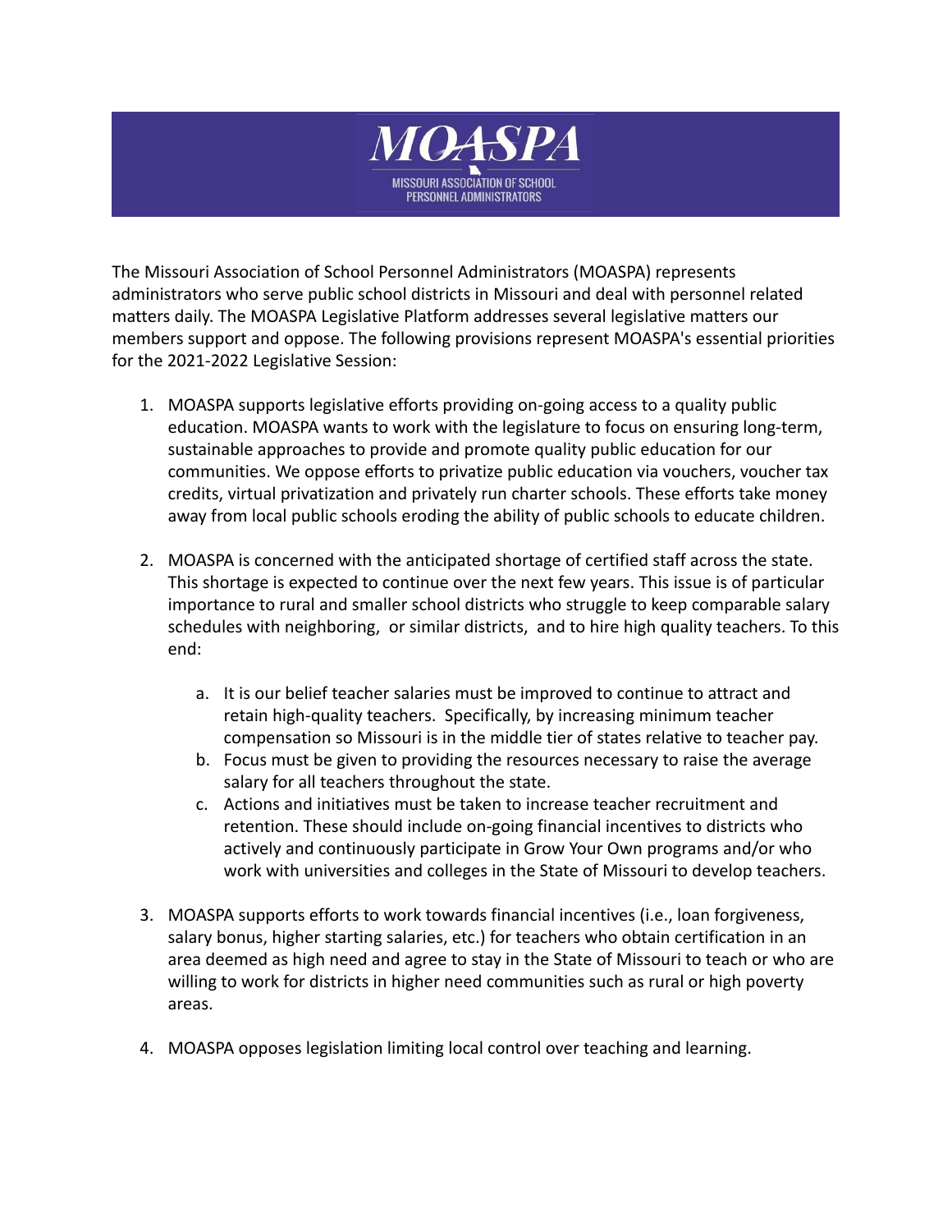# MOASPA

MISSOURI ASSOCIATION OF SCHOOL PERSONNEL ADMINISTRATORS

The Missouri Association of School Personnel Administrators (MOASPA) represents administrators who serve public school districts in Missouri and deal with personnel related matters daily. The MOASPA Legislative Platform addresses several legislative matters our members support and oppose. The following provisions represent MOASPA's essential priorities for the 2021-2022 Legislative Session:

1. MOASPA supports legislative efforts providing on-going access to a quality public education. MOASPA wants to work with the legislature to focus on ensuring long-term, sustainable approaches to provide and promote quality public education for our communities. We oppose efforts to privatize public education via vouchers, voucher tax credits, virtual privatization and privately run charter schools. These efforts take money away from local public schools eroding the ability of public schools to educate children.

2. MOASPA is concerned with the anticipated shortage of certified staff across the state. This shortage is expected to continue over the next few years. This issue is of particular importance to rural and smaller school districts who struggle to keep comparable salary schedules with neighboring, or similar districts, and to hire high quality teachers. To this end:

   a. It is our belief teacher salaries must be improved to continue to attract and retain high-quality teachers. Specifically, by increasing minimum teacher compensation so Missouri is in the middle tier of states relative to teacher pay.
   b. Focus must be given to providing the resources necessary to raise the average salary for all teachers throughout the state.
   c. Actions and initiatives must be taken to increase teacher recruitment and retention. These should include on-going financial incentives to districts who actively and continuously participate in Grow Your Own programs and/or who work with universities and colleges in the State of Missouri to develop teachers.

3. MOASPA supports efforts to work towards financial incentives (i.e., loan forgiveness, salary bonus, higher starting salaries, etc.) for teachers who obtain certification in an area deemed as high need and agree to stay in the State of Missouri to teach or who are willing to work for districts in higher need communities such as rural or high poverty areas.

4. MOASPA opposes legislation limiting local control over teaching and learning.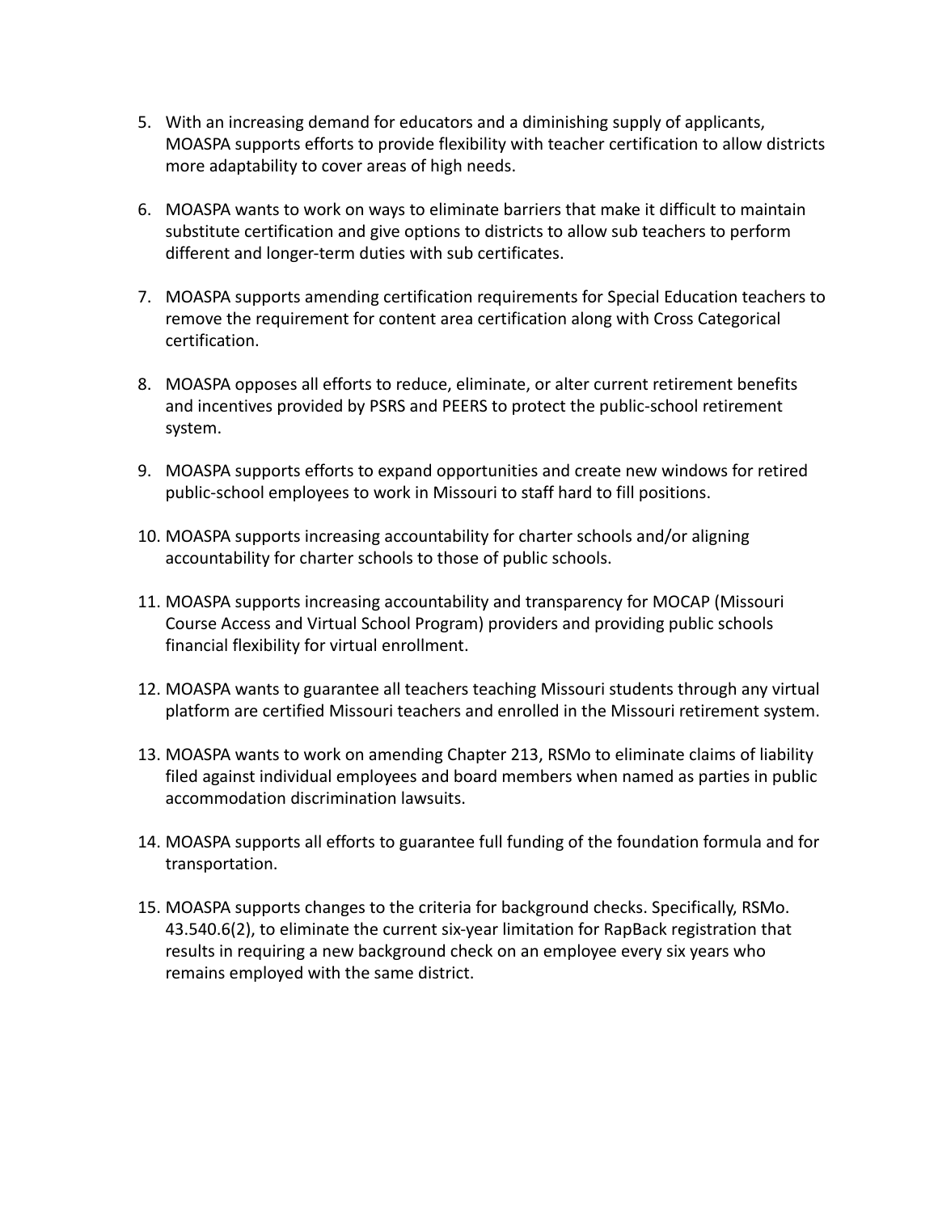5. With an increasing demand for educators and a diminishing supply of applicants, MOASPA supports efforts to provide flexibility with teacher certification to allow districts more adaptability to cover areas of high needs.

6. MOASPA wants to work on ways to eliminate barriers that make it difficult to maintain substitute certification and give options to districts to allow sub teachers to perform different and longer-term duties with sub certificates.

7. MOASPA supports amending certification requirements for Special Education teachers to remove the requirement for content area certification along with Cross Categorical certification.

8. MOASPA opposes all efforts to reduce, eliminate, or alter current retirement benefits and incentives provided by PSRS and PEERS to protect the public-school retirement system.

9. MOASPA supports efforts to expand opportunities and create new windows for retired public-school employees to work in Missouri to staff hard to fill positions.

10. MOASPA supports increasing accountability for charter schools and/or aligning accountability for charter schools to those of public schools.

11. MOASPA supports increasing accountability and transparency for MOCAP (Missouri Course Access and Virtual School Program) providers and providing public schools financial flexibility for virtual enrollment.

12. MOASPA wants to guarantee all teachers teaching Missouri students through any virtual platform are certified Missouri teachers and enrolled in the Missouri retirement system.

13. MOASPA wants to work on amending Chapter 213, RSMo to eliminate claims of liability filed against individual employees and board members when named as parties in public accommodation discrimination lawsuits.

14. MOASPA supports all efforts to guarantee full funding of the foundation formula and for transportation.

15. MOASPA supports changes to the criteria for background checks. Specifically, RSMo. 43.540.6(2), to eliminate the current six-year limitation for RapBack registration that results in requiring a new background check on an employee every six years who remains employed with the same district.